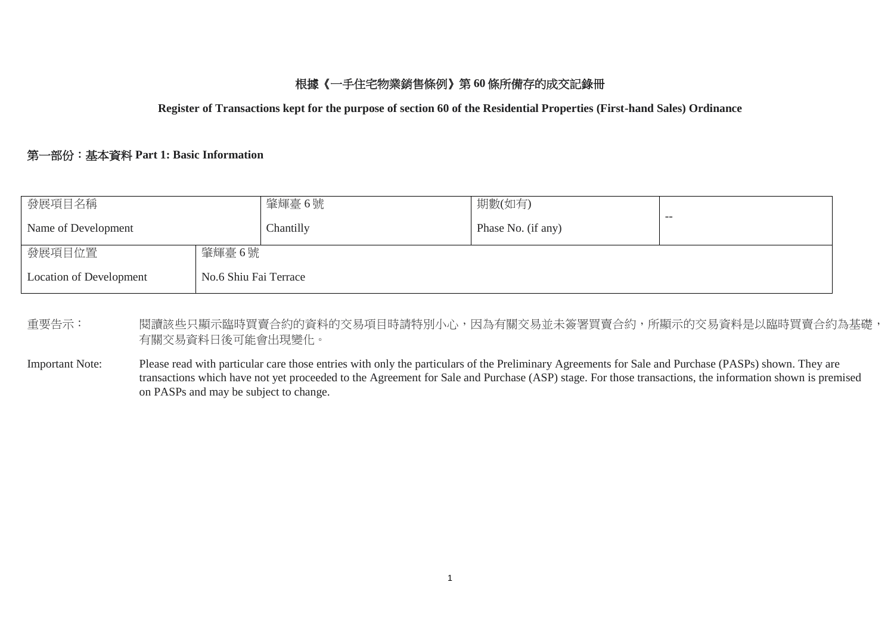# 根據《一手住宅物業銷售條例》第 60 條所備存的成交記錄冊

## Register of Transactions kept for the purpose of section 60 of the Residential Properties (First-hand Sales) Ordinance

### 第一部份：基本資料 Part 1: Basic Information

| | | | | |
|---|---|---|---|---|
| 發展項目名稱<br>Name of Development | | 肇輝臺 6 號<br>Chantilly | 期數(如有)<br>Phase No. (if any) | -- |
| 發展項目位置<br>Location of Development | 肇輝臺 6 號<br>No.6 Shiu Fai Terrace | | | |

重要告示： 閱讀該些只顯示臨時買賣合約的資料的交易項目時請特別小心，因為有關交易並未簽署買賣合約，所顯示的交易資料是以臨時買賣合約為基礎，有關交易資料日後可能會出現變化。

Important Note: Please read with particular care those entries with only the particulars of the Preliminary Agreements for Sale and Purchase (PASPs) shown. They are transactions which have not yet proceeded to the Agreement for Sale and Purchase (ASP) stage. For those transactions, the information shown is premised on PASPs and may be subject to change.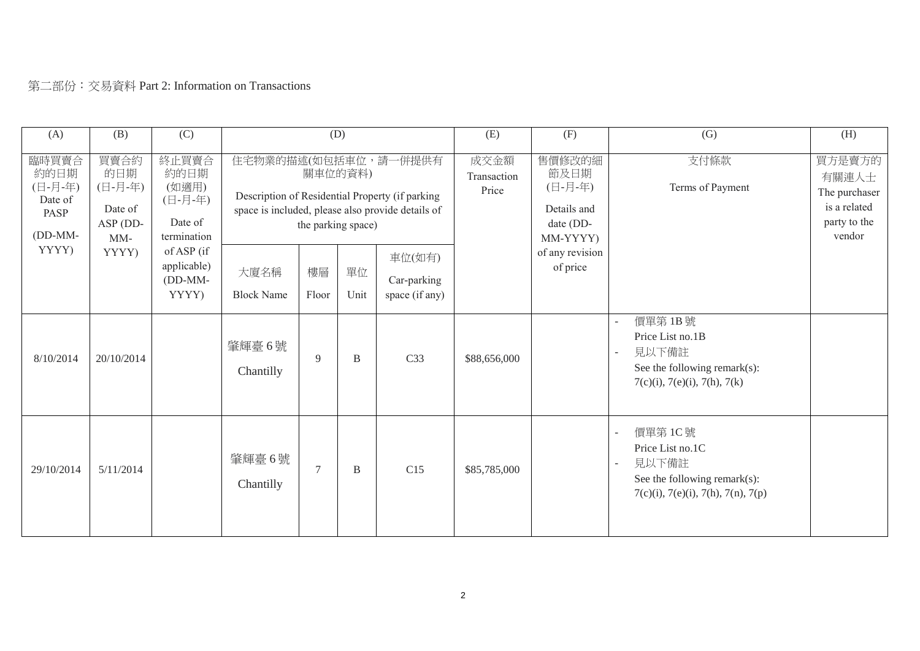第二部份：交易資料 Part 2: Information on Transactions

| (A) | (B) | (C) | (D) | | | | (E) | (F) | (G) | (H) |
|---|---|---|---|---|---|---|---|---|---|---|
| 臨時買賣合約的日期 (日-月-年) Date of PASP (DD-MM-YYYY) | 買賣合約的日期 (日-月-年) Date of ASP (DD-MM-YYYY) | 終止買賣合約的日期 (如適用) (日-月-年) Date of termination of ASP (if applicable) (DD-MM-YYYY) | 住宅物業的描述(如包括車位，請一併提供有關車位的資料) Description of Residential Property (if parking space is included, please also provide details of the parking space) | | | | 成交金額 Transaction Price | 售價修改的細節及日期 (日-月-年) Details and date (DD-MM-YYYY) of any revision of price | 支付條款 Terms of Payment | 買方是賣方的有關連人士 The purchaser is a related party to the vendor |
| | | | 大廈名稱 Block Name | 樓層 Floor | 單位 Unit | 車位(如有) Car-parking space (if any) | | | | |
| 8/10/2014 | 20/10/2014 | | 肇輝臺 6 號 Chantilly | 9 | B | C33 | $88,656,000 | | - 價單第 1B 號 Price List no.1B<br>- 見以下備註 See the following remark(s): 7(c)(i), 7(e)(i), 7(h), 7(k) | |
| 29/10/2014 | 5/11/2014 | | 肇輝臺 6 號 Chantilly | 7 | B | C15 | $85,785,000 | | - 價單第 1C 號 Price List no.1C<br>- 見以下備註 See the following remark(s): 7(c)(i), 7(e)(i), 7(h), 7(n), 7(p) | |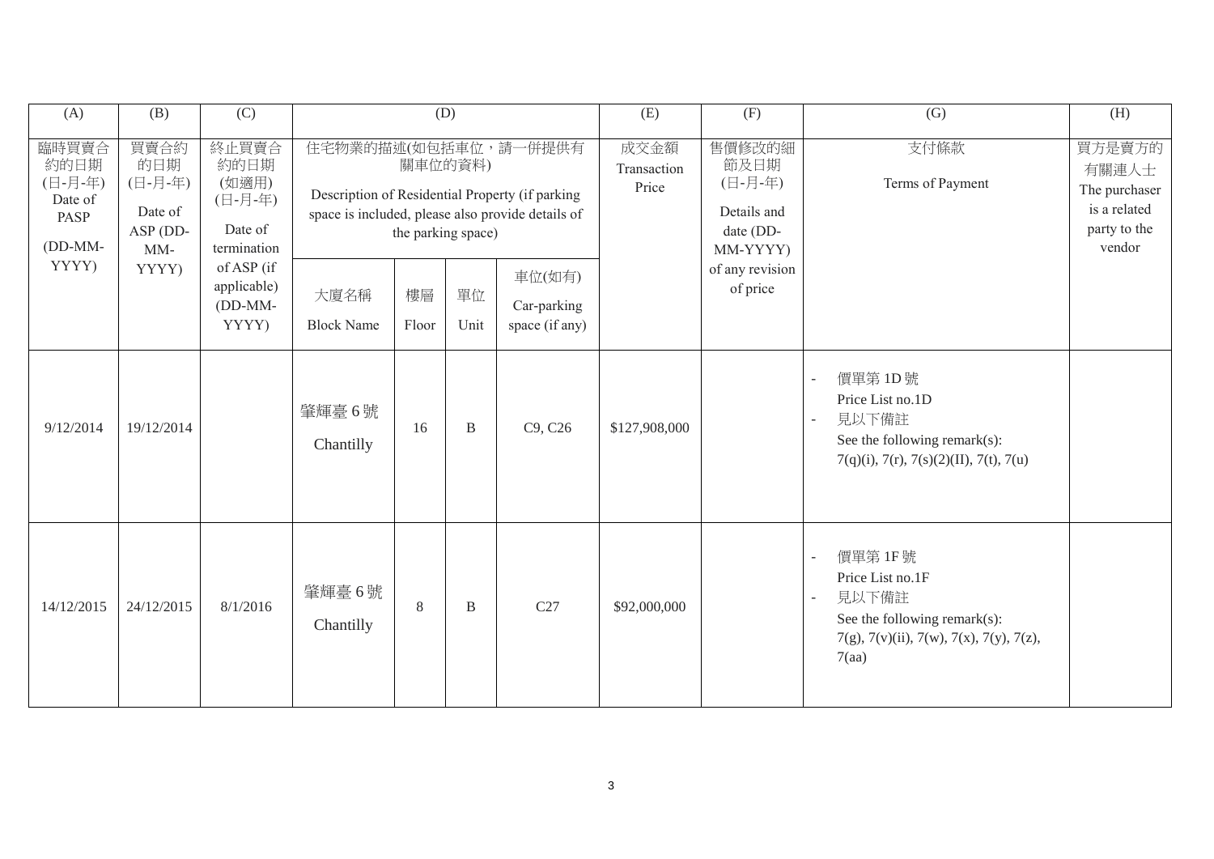| (A) | (B) | (C) | (D) | | | | (E) | (F) | (G) | (H) |
|---|---|---|---|---|---|---|---|---|---|---|
| 臨時買賣合約的日期 (日-月-年) Date of PASP (DD-MM-YYYY) | 買賣合約的日期 (日-月-年) Date of ASP (DD-MM-YYYY) | 終止買賣合約的日期 (如適用) (日-月-年) Date of termination of ASP (if applicable) (DD-MM-YYYY) | 住宅物業的描述(如包括車位，請一併提供有關車位的資料) Description of Residential Property (if parking space is included, please also provide details of the parking space) | | | | 成交金額 Transaction Price | 售價修改的細節及日期 (日-月-年) Details and date (DD-MM-YYYY) of any revision of price | 支付條款 Terms of Payment | 買方是賣方的有關連人士 The purchaser is a related party to the vendor |
| | | | 大廈名稱 Block Name | 樓層 Floor | 單位 Unit | 車位(如有) Car-parking space (if any) | | | | |
| 9/12/2014 | 19/12/2014 | | 肇輝臺 6 號 Chantilly | 16 | B | C9, C26 | $127,908,000 | | - 價單第 1D 號 Price List no.1D - 見以下備註 See the following remark(s): 7(q)(i), 7(r), 7(s)(2)(II), 7(t), 7(u) | |
| 14/12/2015 | 24/12/2015 | 8/1/2016 | 肇輝臺 6 號 Chantilly | 8 | B | C27 | $92,000,000 | | - 價單第 1F 號 Price List no.1F - 見以下備註 See the following remark(s): 7(g), 7(v)(ii), 7(w), 7(x), 7(y), 7(z), 7(aa) | |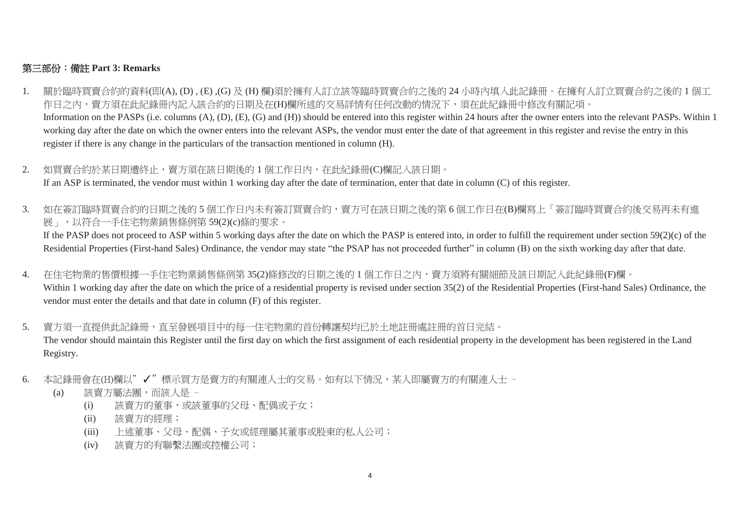## 第三部份：備註 Part 3: Remarks

1. 關於臨時買賣合約的資料(即(A), (D) , (E) ,(G) 及 (H) 欄)須於擁有人訂立該等臨時買賣合約之後的 24 小時內填入此記錄冊。在擁有人訂立買賣合約之後的 1 個工作日之內，賣方須在此紀錄冊內記入該合約的日期及在(H)欄所述的交易詳情有任何改動的情況下，須在此記錄冊中修改有關記項。
Information on the PASPs (i.e. columns (A), (D), (E), (G) and (H)) should be entered into this register within 24 hours after the owner enters into the relevant PASPs. Within 1 working day after the date on which the owner enters into the relevant ASPs, the vendor must enter the date of that agreement in this register and revise the entry in this register if there is any change in the particulars of the transaction mentioned in column (H).

2. 如買賣合約於某日期遭終止，賣方須在該日期後的 1 個工作日內，在此紀錄冊(C)欄記入該日期。
If an ASP is terminated, the vendor must within 1 working day after the date of termination, enter that date in column (C) of this register.

3. 如在簽訂臨時買賣合約的日期之後的 5 個工作日內未有簽訂買賣合約，賣方可在該日期之後的第 6 個工作日在(B)欄寫上「簽訂臨時買賣合約後交易再未有進展」，以符合一手住宅物業銷售條例第 59(2)(c)條的要求。
If the PASP does not proceed to ASP within 5 working days after the date on which the PASP is entered into, in order to fulfill the requirement under section 59(2)(c) of the Residential Properties (First-hand Sales) Ordinance, the vendor may state "the PSAP has not proceeded further" in column (B) on the sixth working day after that date.

4. 在住宅物業的售價根據一手住宅物業銷售條例第 35(2)條修改的日期之後的 1 個工作日之內，賣方須將有關細節及該日期記入此紀錄冊(F)欄。
Within 1 working day after the date on which the price of a residential property is revised under section 35(2) of the Residential Properties (First-hand Sales) Ordinance, the vendor must enter the details and that date in column (F) of this register.

5. 賣方須一直提供此記錄冊，直至發展項目中的每一住宅物業的首份轉讓契均已於土地註冊處註冊的首日完結。
The vendor should maintain this Register until the first day on which the first assignment of each residential property in the development has been registered in the Land Registry.

6. 本記錄冊會在(H)欄以"✓"標示買方是賣方的有關連人士的交易。如有以下情況，某人即屬賣方的有關連人士 –
   (a) 該賣方屬法團，而該人是 –
      (i) 該賣方的董事，或該董事的父母、配偶或子女；
      (ii) 該賣方的經理；
      (iii) 上述董事、父母、配偶、子女或經理屬其董事或股東的私人公司；
      (iv) 該賣方的有聯繫法團或控權公司；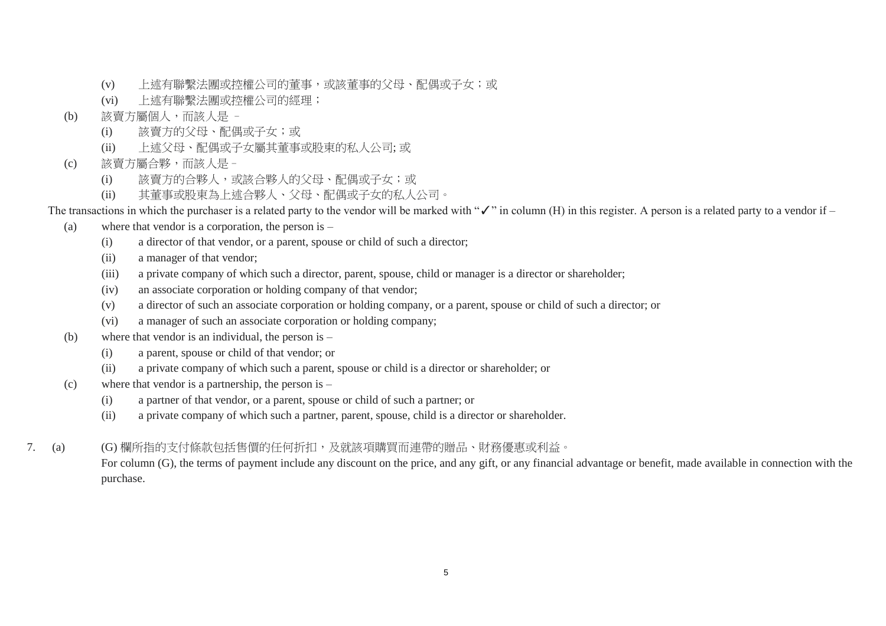(v) 上述有聯繫法團或控權公司的董事，或該董事的父母、配偶或子女；或

(vi) 上述有聯繫法團或控權公司的經理；

(b) 該賣方屬個人，而該人是 –

(i) 該賣方的父母、配偶或子女；或

(ii) 上述父母、配偶或子女屬其董事或股東的私人公司; 或

(c) 該賣方屬合夥，而該人是 –

(i) 該賣方的合夥人，或該合夥人的父母、配偶或子女；或

(ii) 其董事或股東為上述合夥人、父母、配偶或子女的私人公司。

The transactions in which the purchaser is a related party to the vendor will be marked with "✓" in column (H) in this register. A person is a related party to a vendor if –

(a) where that vendor is a corporation, the person is –

(i) a director of that vendor, or a parent, spouse or child of such a director;

(ii) a manager of that vendor;

(iii) a private company of which such a director, parent, spouse, child or manager is a director or shareholder;

(iv) an associate corporation or holding company of that vendor;

(v) a director of such an associate corporation or holding company, or a parent, spouse or child of such a director; or

(vi) a manager of such an associate corporation or holding company;

(b) where that vendor is an individual, the person is –

(i) a parent, spouse or child of that vendor; or

(ii) a private company of which such a parent, spouse or child is a director or shareholder; or

(c) where that vendor is a partnership, the person is –

(i) a partner of that vendor, or a parent, spouse or child of such a partner; or

(ii) a private company of which such a partner, parent, spouse, child is a director or shareholder.

7. (a) (G) 欄所指的支付條款包括售價的任何折扣，及就該項購買而連帶的贈品、財務優惠或利益。

For column (G), the terms of payment include any discount on the price, and any gift, or any financial advantage or benefit, made available in connection with the purchase.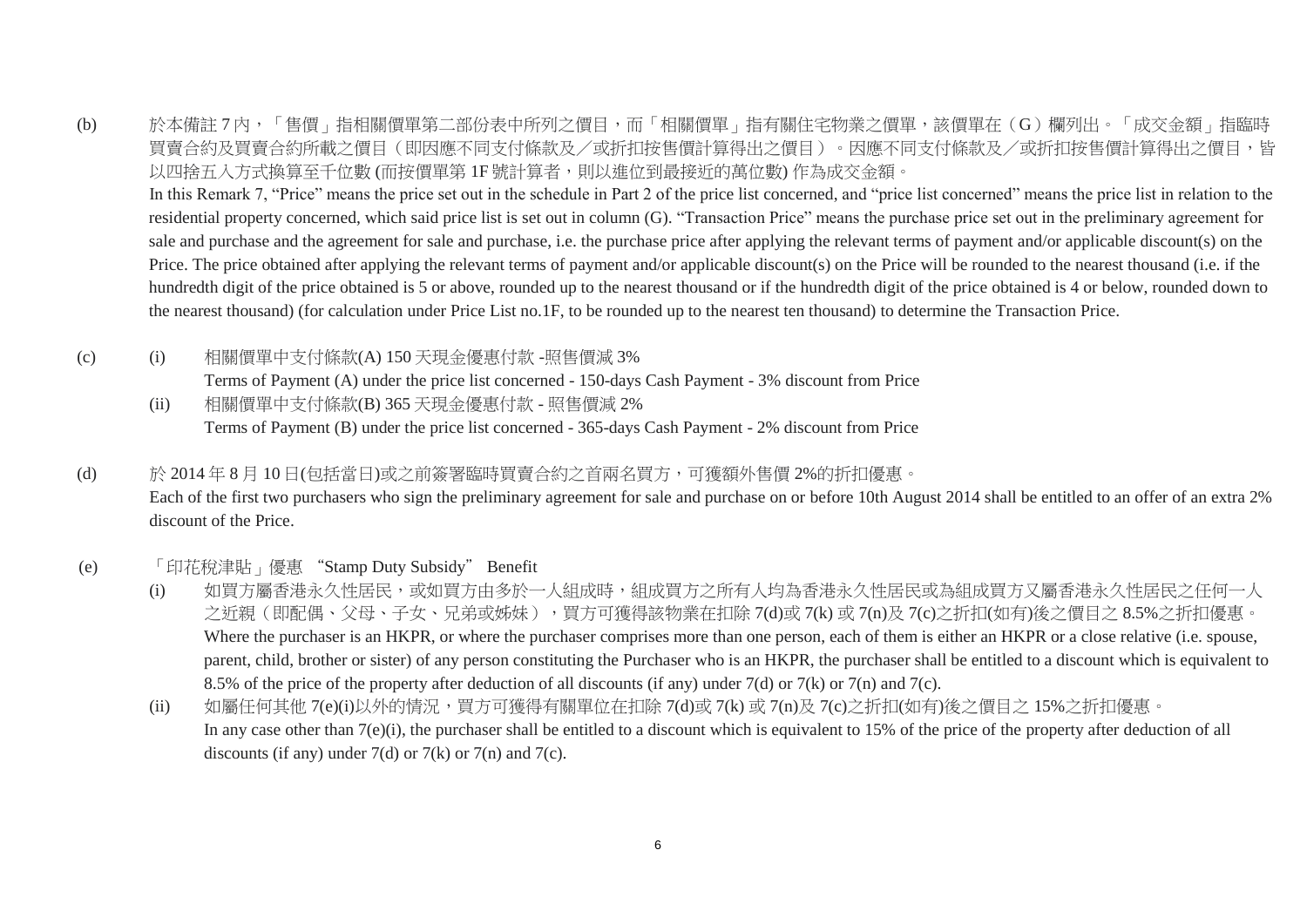(b) 於本備註 7 內，「售價」指相關價單第二部份表中所列之價目，而「相關價單」指有關住宅物業之價單，該價單在（G）欄列出。「成交金額」指臨時買賣合約及買賣合約所載之價目（即因應不同支付條款及／或折扣按售價計算得出之價目）。因應不同支付條款及／或折扣按售價計算得出之價目，皆以四捨五入方式換算至千位數 (而按價單第 1F 號計算者，則以進位到最接近的萬位數) 作為成交金額。

In this Remark 7, "Price" means the price set out in the schedule in Part 2 of the price list concerned, and "price list concerned" means the price list in relation to the residential property concerned, which said price list is set out in column (G). "Transaction Price" means the purchase price set out in the preliminary agreement for sale and purchase and the agreement for sale and purchase, i.e. the purchase price after applying the relevant terms of payment and/or applicable discount(s) on the Price. The price obtained after applying the relevant terms of payment and/or applicable discount(s) on the Price will be rounded to the nearest thousand (i.e. if the hundredth digit of the price obtained is 5 or above, rounded up to the nearest thousand or if the hundredth digit of the price obtained is 4 or below, rounded down to the nearest thousand) (for calculation under Price List no.1F, to be rounded up to the nearest ten thousand) to determine the Transaction Price.

(c) (i) 相關價單中支付條款(A) 150 天現金優惠付款 -照售價減 3%
Terms of Payment (A) under the price list concerned - 150-days Cash Payment - 3% discount from Price

(ii) 相關價單中支付條款(B) 365 天現金優惠付款 - 照售價減 2%
Terms of Payment (B) under the price list concerned - 365-days Cash Payment - 2% discount from Price

(d) 於 2014 年 8 月 10 日(包括當日)或之前簽署臨時買賣合約之首兩名買方，可獲額外售價 2%的折扣優惠。
Each of the first two purchasers who sign the preliminary agreement for sale and purchase on or before 10th August 2014 shall be entitled to an offer of an extra 2% discount of the Price.

(e) 「印花稅津貼」優惠 "Stamp Duty Subsidy" Benefit

(i) 如買方屬香港永久性居民，或如買方由多於一人組成時，組成買方之所有人均為香港永久性居民或為組成買方又屬香港永久性居民之任何一人之近親（即配偶、父母、子女、兄弟或姊妹），買方可獲得該物業在扣除 7(d)或 7(k) 或 7(n)及 7(c)之折扣(如有)後之價目之 8.5%之折扣優惠。
Where the purchaser is an HKPR, or where the purchaser comprises more than one person, each of them is either an HKPR or a close relative (i.e. spouse, parent, child, brother or sister) of any person constituting the Purchaser who is an HKPR, the purchaser shall be entitled to a discount which is equivalent to 8.5% of the price of the property after deduction of all discounts (if any) under 7(d) or 7(k) or 7(n) and 7(c).

(ii) 如屬任何其他 7(e)(i)以外的情況，買方可獲得有關單位在扣除 7(d)或 7(k) 或 7(n)及 7(c)之折扣(如有)後之價目之 15%之折扣優惠。
In any case other than 7(e)(i), the purchaser shall be entitled to a discount which is equivalent to 15% of the price of the property after deduction of all discounts (if any) under 7(d) or 7(k) or 7(n) and 7(c).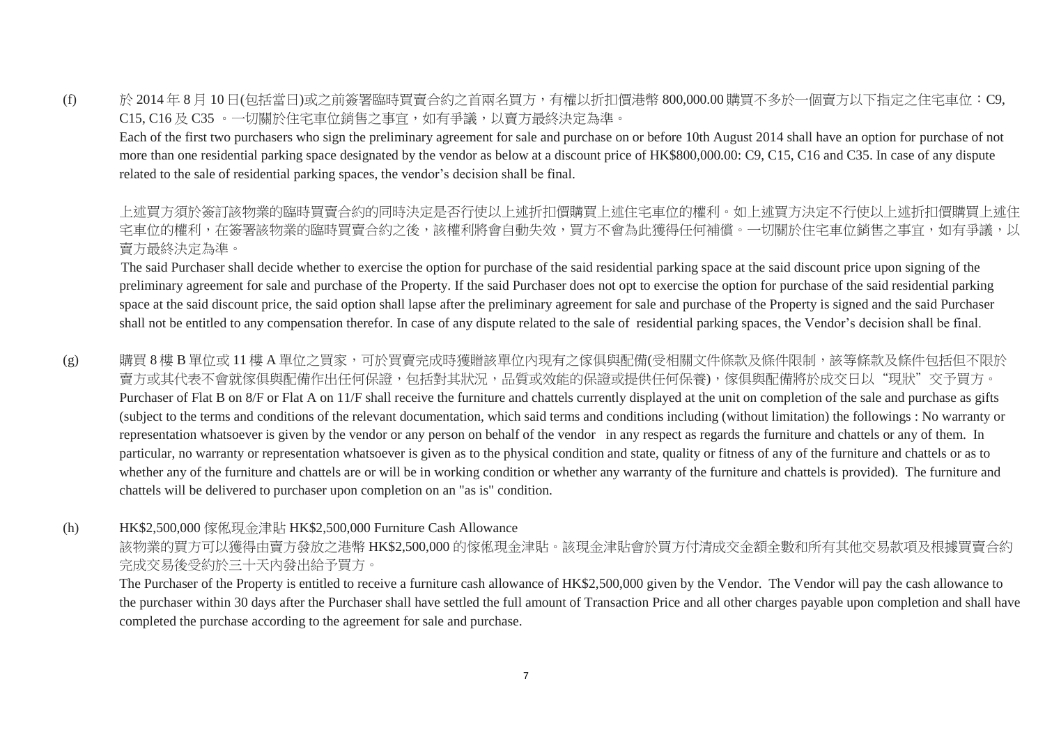(f) 於 2014 年 8 月 10 日(包括當日)或之前簽署臨時買賣合約之首兩名買方，有權以折扣價港幣 800,000.00 購買不多於一個賣方以下指定之住宅車位：C9, C15, C16 及 C35 。一切關於住宅車位銷售之事宜，如有爭議，以賣方最終決定為準。

Each of the first two purchasers who sign the preliminary agreement for sale and purchase on or before 10th August 2014 shall have an option for purchase of not more than one residential parking space designated by the vendor as below at a discount price of HK$800,000.00: C9, C15, C16 and C35. In case of any dispute related to the sale of residential parking spaces, the vendor's decision shall be final.

上述買方須於簽訂該物業的臨時買賣合約的同時決定是否行使以上述折扣價購買上述住宅車位的權利。如上述買方決定不行使以上述折扣價購買上述住宅車位的權利，在簽署該物業的臨時買賣合約之後，該權利將會自動失效，買方不會為此獲得任何補償。一切關於住宅車位銷售之事宜，如有爭議，以賣方最終決定為準。

The said Purchaser shall decide whether to exercise the option for purchase of the said residential parking space at the said discount price upon signing of the preliminary agreement for sale and purchase of the Property. If the said Purchaser does not opt to exercise the option for purchase of the said residential parking space at the said discount price, the said option shall lapse after the preliminary agreement for sale and purchase of the Property is signed and the said Purchaser shall not be entitled to any compensation therefor. In case of any dispute related to the sale of residential parking spaces, the Vendor's decision shall be final.

(g) 購買 8 樓 B 單位或 11 樓 A 單位之買家，可於買賣完成時獲贈該單位內現有之傢俱與配備(受相關文件條款及條件限制，該等條款及條件包括但不限於賣方或其代表不會就傢俱與配備作出任何保證，包括對其狀況，品質或效能的保證或提供任何保養)，傢俱與配備將於成交日以"現狀"交予買方。

Purchaser of Flat B on 8/F or Flat A on 11/F shall receive the furniture and chattels currently displayed at the unit on completion of the sale and purchase as gifts (subject to the terms and conditions of the relevant documentation, which said terms and conditions including (without limitation) the followings : No warranty or representation whatsoever is given by the vendor or any person on behalf of the vendor in any respect as regards the furniture and chattels or any of them. In particular, no warranty or representation whatsoever is given as to the physical condition and state, quality or fitness of any of the furniture and chattels or as to whether any of the furniture and chattels are or will be in working condition or whether any warranty of the furniture and chattels is provided). The furniture and chattels will be delivered to purchaser upon completion on an "as is" condition.

(h) HK$2,500,000 傢俬現金津貼 HK$2,500,000 Furniture Cash Allowance

該物業的買方可以獲得由賣方發放之港幣 HK$2,500,000 的傢俬現金津貼。該現金津貼會於買方付清成交金額全數和所有其他交易款項及根據買賣合約完成交易後受約於三十天內發出給予買方。

The Purchaser of the Property is entitled to receive a furniture cash allowance of HK$2,500,000 given by the Vendor. The Vendor will pay the cash allowance to the purchaser within 30 days after the Purchaser shall have settled the full amount of Transaction Price and all other charges payable upon completion and shall have completed the purchase according to the agreement for sale and purchase.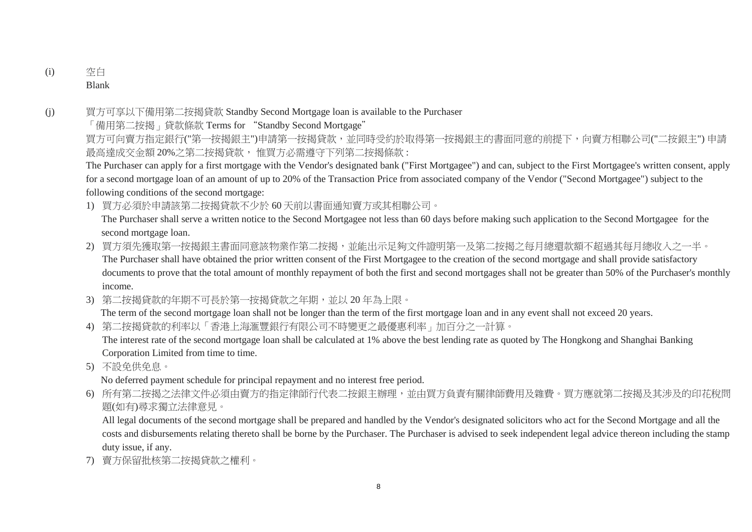(i) 空白
Blank

(j) 買方可享以下備用第二按揭貸款 Standby Second Mortgage loan is available to the Purchaser

「備用第二按揭」貸款條款 Terms for "Standby Second Mortgage"

買方可向賣方指定銀行("第一按揭銀主")申請第一按揭貸款，並同時受約於取得第一按揭銀主的書面同意的前提下，向賣方相聯公司("二按銀主") 申請最高達成交金額 20%之第二按揭貸款， 惟買方必需遵守下列第二按揭條款 :

The Purchaser can apply for a first mortgage with the Vendor's designated bank ("First Mortgagee") and can, subject to the First Mortgagee's written consent, apply for a second mortgage loan of an amount of up to 20% of the Transaction Price from associated company of the Vendor ("Second Mortgagee") subject to the following conditions of the second mortgage:

1) 買方必須於申請該第二按揭貸款不少於 60 天前以書面通知賣方或其相聯公司。
   The Purchaser shall serve a written notice to the Second Mortgagee not less than 60 days before making such application to the Second Mortgagee for the second mortgage loan.
2) 買方須先獲取第一按揭銀主書面同意該物業作第二按揭，並能出示足夠文件證明第一及第二按揭之每月總還款額不超過其每月總收入之一半。
   The Purchaser shall have obtained the prior written consent of the First Mortgagee to the creation of the second mortgage and shall provide satisfactory documents to prove that the total amount of monthly repayment of both the first and second mortgages shall not be greater than 50% of the Purchaser's monthly income.
3) 第二按揭貸款的年期不可長於第一按揭貸款之年期，並以 20 年為上限。
   The term of the second mortgage loan shall not be longer than the term of the first mortgage loan and in any event shall not exceed 20 years.
4) 第二按揭貸款的利率以「香港上海滙豐銀行有限公司不時變更之最優惠利率」加百分之一計算。
   The interest rate of the second mortgage loan shall be calculated at 1% above the best lending rate as quoted by The Hongkong and Shanghai Banking Corporation Limited from time to time.
5) 不設免供免息。
   No deferred payment schedule for principal repayment and no interest free period.
6) 所有第二按揭之法律文件必須由賣方的指定律師行代表二按銀主辦理，並由買方負責有關律師費用及雜費。買方應就第二按揭及其涉及的印花稅問題(如有)尋求獨立法律意見。
   All legal documents of the second mortgage shall be prepared and handled by the Vendor's designated solicitors who act for the Second Mortgage and all the costs and disbursements relating thereto shall be borne by the Purchaser. The Purchaser is advised to seek independent legal advice thereon including the stamp duty issue, if any.
7) 賣方保留批核第二按揭貸款之權利。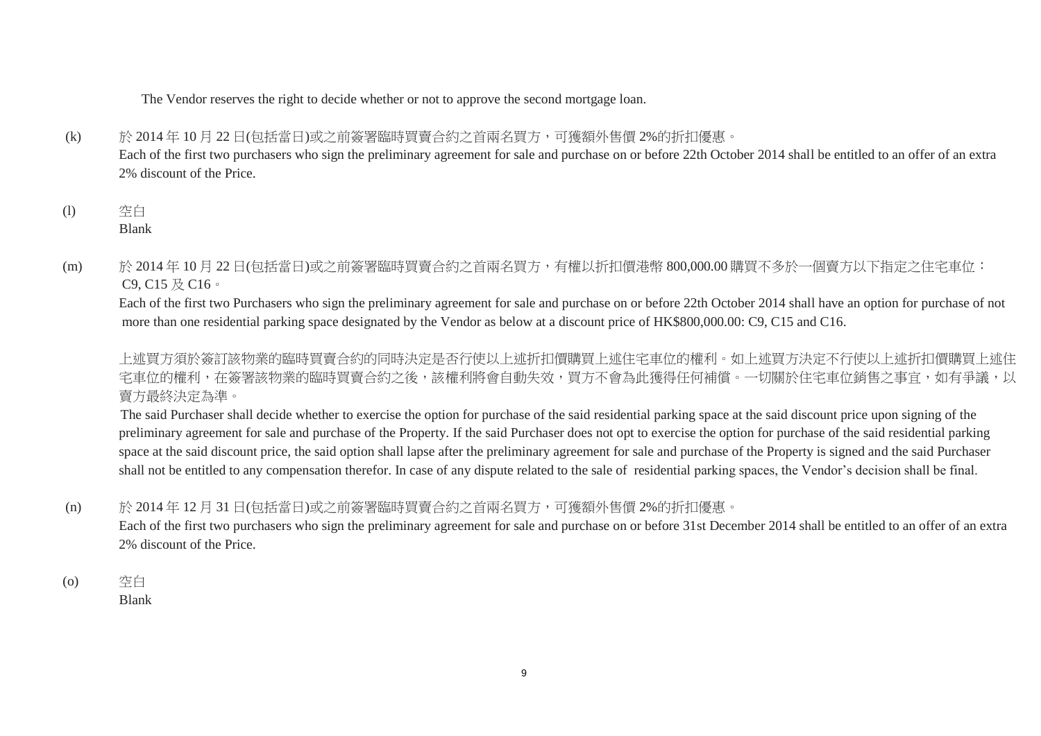The Vendor reserves the right to decide whether or not to approve the second mortgage loan.

(k) 於 2014 年 10 月 22 日(包括當日)或之前簽署臨時買賣合約之首兩名買方，可獲額外售價 2%的折扣優惠。
Each of the first two purchasers who sign the preliminary agreement for sale and purchase on or before 22th October 2014 shall be entitled to an offer of an extra 2% discount of the Price.

(l) 空白
Blank

(m) 於 2014 年 10 月 22 日(包括當日)或之前簽署臨時買賣合約之首兩名買方，有權以折扣價港幣 800,000.00 購買不多於一個賣方以下指定之住宅車位：C9, C15 及 C16。
Each of the first two Purchasers who sign the preliminary agreement for sale and purchase on or before 22th October 2014 shall have an option for purchase of not more than one residential parking space designated by the Vendor as below at a discount price of HK$800,000.00: C9, C15 and C16.

上述買方須於簽訂該物業的臨時買賣合約的同時決定是否行使以上述折扣價購買上述住宅車位的權利。如上述買方決定不行使以上述折扣價購買上述住宅車位的權利，在簽署該物業的臨時買賣合約之後，該權利將會自動失效，買方不會為此獲得任何補償。一切關於住宅車位銷售之事宜，如有爭議，以賣方最終決定為準。
The said Purchaser shall decide whether to exercise the option for purchase of the said residential parking space at the said discount price upon signing of the preliminary agreement for sale and purchase of the Property. If the said Purchaser does not opt to exercise the option for purchase of the said residential parking space at the said discount price, the said option shall lapse after the preliminary agreement for sale and purchase of the Property is signed and the said Purchaser shall not be entitled to any compensation therefor. In case of any dispute related to the sale of residential parking spaces, the Vendor's decision shall be final.

(n) 於 2014 年 12 月 31 日(包括當日)或之前簽署臨時買賣合約之首兩名買方，可獲額外售價 2%的折扣優惠。
Each of the first two purchasers who sign the preliminary agreement for sale and purchase on or before 31st December 2014 shall be entitled to an offer of an extra 2% discount of the Price.

(o) 空白
Blank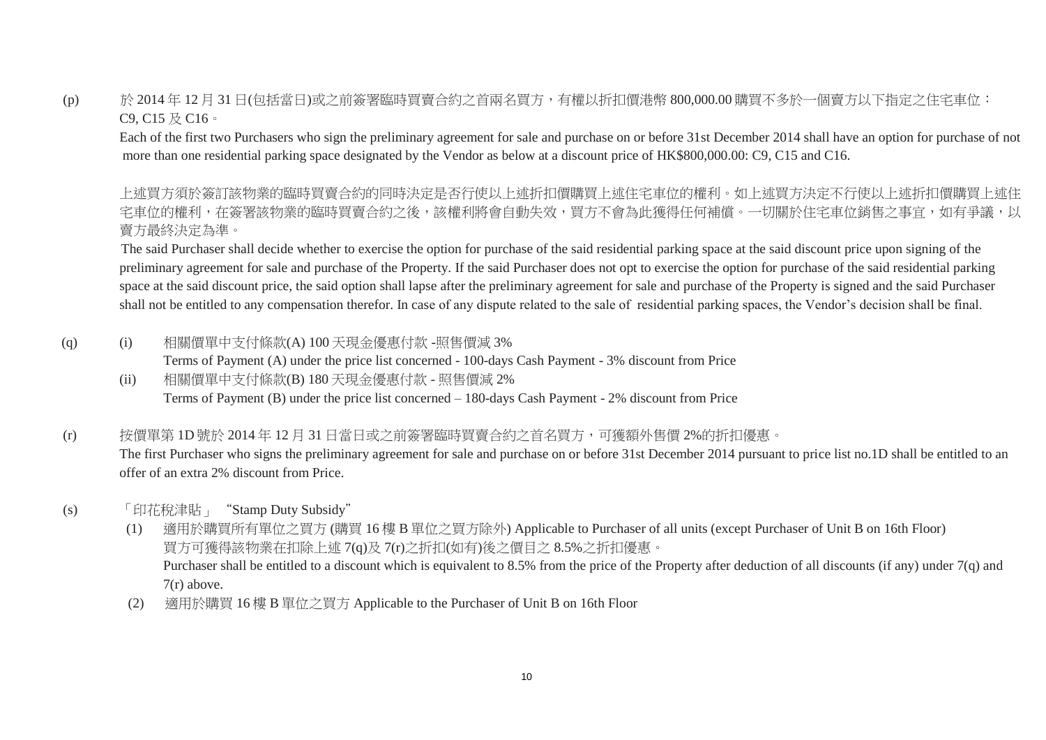(p) 於 2014 年 12 月 31 日(包括當日)或之前簽署臨時買賣合約之首兩名買方，有權以折扣價港幣 800,000.00 購買不多於一個賣方以下指定之住宅車位：C9, C15 及 C16。

Each of the first two Purchasers who sign the preliminary agreement for sale and purchase on or before 31st December 2014 shall have an option for purchase of not more than one residential parking space designated by the Vendor as below at a discount price of HK$800,000.00: C9, C15 and C16.

上述買方須於簽訂該物業的臨時買賣合約的同時決定是否行使以上述折扣價購買上述住宅車位的權利。如上述買方決定不行使以上述折扣價購買上述住宅車位的權利，在簽署該物業的臨時買賣合約之後，該權利將會自動失效，買方不會為此獲得任何補償。一切關於住宅車位銷售之事宜，如有爭議，以賣方最終決定為準。

The said Purchaser shall decide whether to exercise the option for purchase of the said residential parking space at the said discount price upon signing of the preliminary agreement for sale and purchase of the Property. If the said Purchaser does not opt to exercise the option for purchase of the said residential parking space at the said discount price, the said option shall lapse after the preliminary agreement for sale and purchase of the Property is signed and the said Purchaser shall not be entitled to any compensation therefor. In case of any dispute related to the sale of residential parking spaces, the Vendor's decision shall be final.

(q)
(i) 相關價單中支付條款(A) 100 天現金優惠付款 -照售價減 3%
Terms of Payment (A) under the price list concerned - 100-days Cash Payment - 3% discount from Price

(ii) 相關價單中支付條款(B) 180 天現金優惠付款 - 照售價減 2%
Terms of Payment (B) under the price list concerned – 180-days Cash Payment - 2% discount from Price

(r) 按價單第 1D 號於 2014 年 12 月 31 日當日或之前簽署臨時買賣合約之首名買方，可獲額外售價 2%的折扣優惠。
The first Purchaser who signs the preliminary agreement for sale and purchase on or before 31st December 2014 pursuant to price list no.1D shall be entitled to an offer of an extra 2% discount from Price.

(s) 「印花稅津貼」 "Stamp Duty Subsidy"

(1) 適用於購買所有單位之買方 (購買 16 樓 B 單位之買方除外) Applicable to Purchaser of all units (except Purchaser of Unit B on 16th Floor)
買方可獲得該物業在扣除上述 7(q)及 7(r)之折扣(如有)後之價目之 8.5%之折扣優惠。
Purchaser shall be entitled to a discount which is equivalent to 8.5% from the price of the Property after deduction of all discounts (if any) under 7(q) and 7(r) above.

(2) 適用於購買 16 樓 B 單位之買方 Applicable to the Purchaser of Unit B on 16th Floor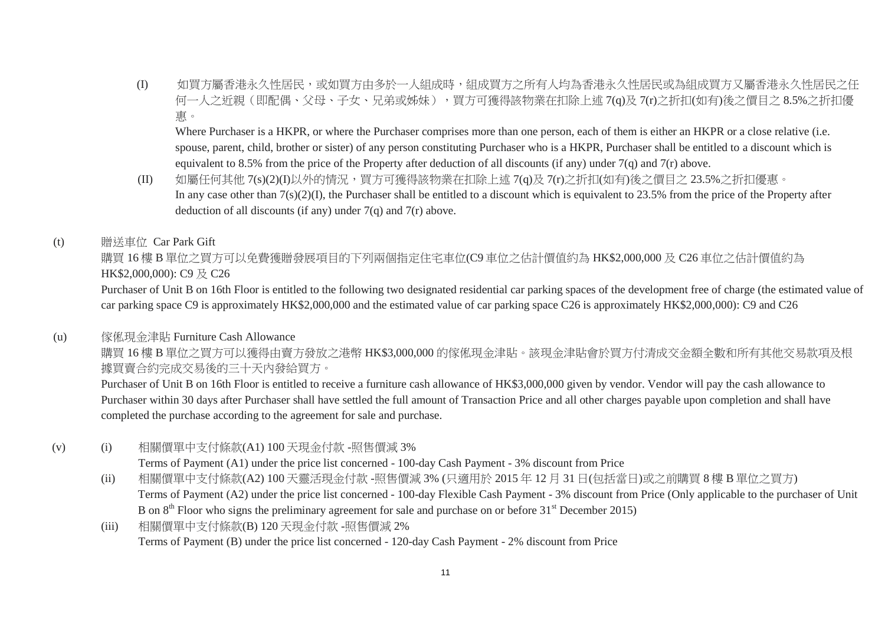(I) 如買方屬香港永久性居民，或如買方由多於一人組成時，組成買方之所有人均為香港永久性居民或為組成買方又屬香港永久性居民之任何一人之近親（即配偶、父母、子女、兄弟或姊妹），買方可獲得該物業在扣除上述 7(q)及 7(r)之折扣(如有)後之價目之 8.5%之折扣優惠。

Where Purchaser is a HKPR, or where the Purchaser comprises more than one person, each of them is either an HKPR or a close relative (i.e. spouse, parent, child, brother or sister) of any person constituting Purchaser who is a HKPR, Purchaser shall be entitled to a discount which is equivalent to 8.5% from the price of the Property after deduction of all discounts (if any) under 7(q) and 7(r) above.

(II) 如屬任何其他 7(s)(2)(I)以外的情況，買方可獲得該物業在扣除上述 7(q)及 7(r)之折扣(如有)後之價目之 23.5%之折扣優惠。

In any case other than 7(s)(2)(I), the Purchaser shall be entitled to a discount which is equivalent to 23.5% from the price of the Property after deduction of all discounts (if any) under 7(q) and 7(r) above.

(t) 贈送車位 Car Park Gift

購買 16 樓 B 單位之買方可以免費獲贈發展項目的下列兩個指定住宅車位(C9 車位之估計價值約為 HK$2,000,000 及 C26 車位之估計價值約為 HK$2,000,000): C9 及 C26

Purchaser of Unit B on 16th Floor is entitled to the following two designated residential car parking spaces of the development free of charge (the estimated value of car parking space C9 is approximately HK$2,000,000 and the estimated value of car parking space C26 is approximately HK$2,000,000): C9 and C26

(u) 傢俬現金津貼 Furniture Cash Allowance

購買 16 樓 B 單位之買方可以獲得由賣方發放之港幣 HK$3,000,000 的傢俬現金津貼。該現金津貼會於買方付清成交金額全數和所有其他交易款項及根據買賣合約完成交易後的三十天內發給買方。

Purchaser of Unit B on 16th Floor is entitled to receive a furniture cash allowance of HK$3,000,000 given by vendor. Vendor will pay the cash allowance to Purchaser within 30 days after Purchaser shall have settled the full amount of Transaction Price and all other charges payable upon completion and shall have completed the purchase according to the agreement for sale and purchase.

(v) (i) 相關價單中支付條款(A1) 100 天現金付款 -照售價減 3%

Terms of Payment (A1) under the price list concerned - 100-day Cash Payment - 3% discount from Price

(ii) 相關價單中支付條款(A2) 100 天靈活現金付款 -照售價減 3% (只適用於 2015 年 12 月 31 日(包括當日)或之前購買 8 樓 B 單位之買方)

Terms of Payment (A2) under the price list concerned - 100-day Flexible Cash Payment - 3% discount from Price (Only applicable to the purchaser of Unit B on 8th Floor who signs the preliminary agreement for sale and purchase on or before 31st December 2015)

(iii) 相關價單中支付條款(B) 120 天現金付款 -照售價減 2%

Terms of Payment (B) under the price list concerned - 120-day Cash Payment - 2% discount from Price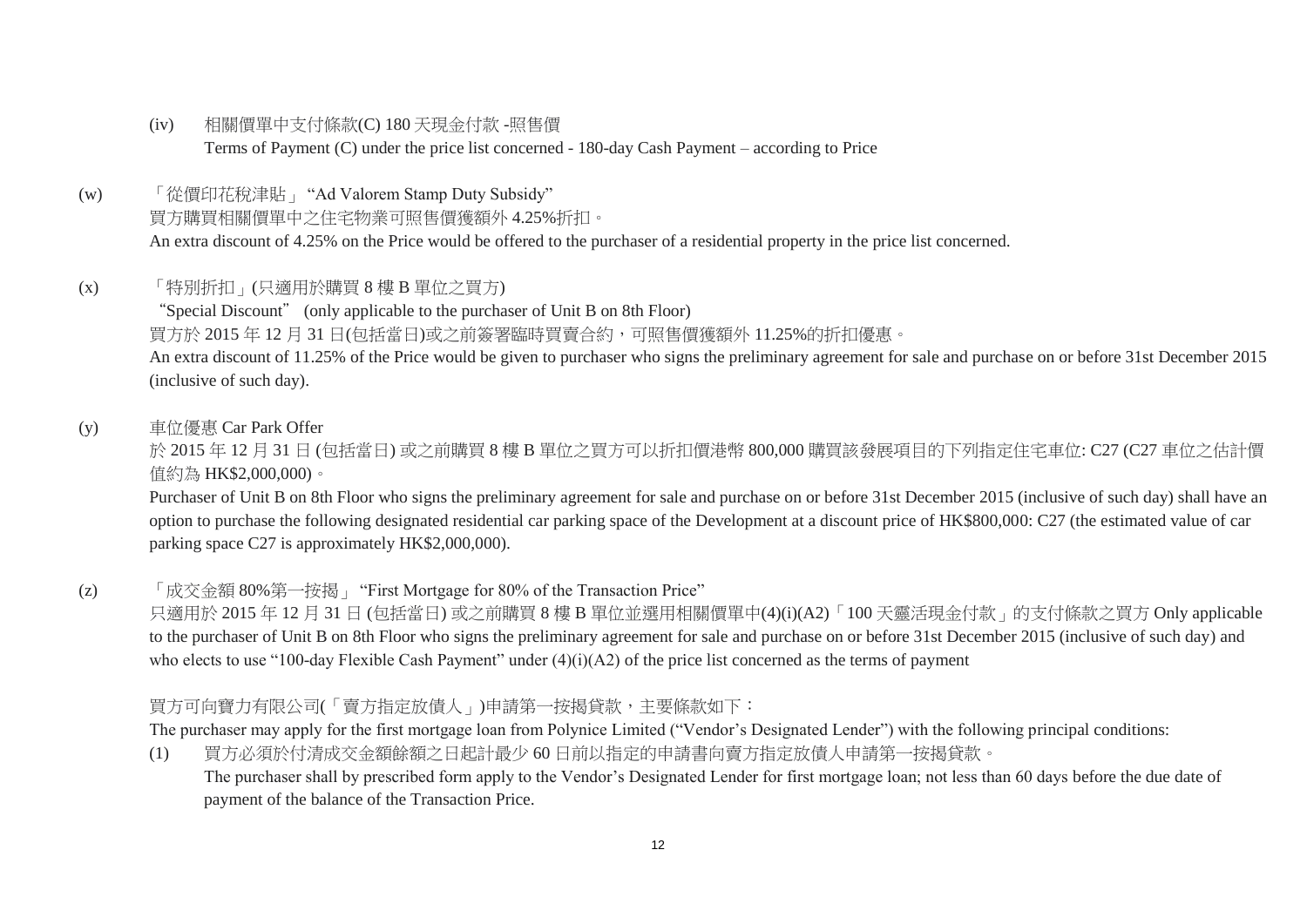(iv) 相關價單中支付條款(C) 180 天現金付款 -照售價
Terms of Payment (C) under the price list concerned - 180-day Cash Payment – according to Price

(w) 「從價印花稅津貼」 “Ad Valorem Stamp Duty Subsidy”
買方購買相關價單中之住宅物業可照售價獲額外 4.25%折扣。
An extra discount of 4.25% on the Price would be offered to the purchaser of a residential property in the price list concerned.

(x) 「特別折扣」(只適用於購買 8 樓 B 單位之買方)
“Special Discount” (only applicable to the purchaser of Unit B on 8th Floor)
買方於 2015 年 12 月 31 日(包括當日)或之前簽署臨時買賣合約，可照售價獲額外 11.25%的折扣優惠。
An extra discount of 11.25% of the Price would be given to purchaser who signs the preliminary agreement for sale and purchase on or before 31st December 2015 (inclusive of such day).

(y) 車位優惠 Car Park Offer
於 2015 年 12 月 31 日 (包括當日) 或之前購買 8 樓 B 單位之買方可以折扣價港幣 800,000 購買該發展項目的下列指定住宅車位: C27 (C27 車位之估計價值約為 HK$2,000,000)。
Purchaser of Unit B on 8th Floor who signs the preliminary agreement for sale and purchase on or before 31st December 2015 (inclusive of such day) shall have an option to purchase the following designated residential car parking space of the Development at a discount price of HK$800,000: C27 (the estimated value of car parking space C27 is approximately HK$2,000,000).

(z) 「成交金額 80%第一按揭」 “First Mortgage for 80% of the Transaction Price”
只適用於 2015 年 12 月 31 日 (包括當日) 或之前購買 8 樓 B 單位並選用相關價單中(4)(i)(A2)「100 天靈活現金付款」的支付條款之買方 Only applicable to the purchaser of Unit B on 8th Floor who signs the preliminary agreement for sale and purchase on or before 31st December 2015 (inclusive of such day) and who elects to use “100-day Flexible Cash Payment” under (4)(i)(A2) of the price list concerned as the terms of payment

買方可向寶力有限公司(「賣方指定放債人」)申請第一按揭貸款，主要條款如下：
The purchaser may apply for the first mortgage loan from Polynice Limited (“Vendor’s Designated Lender”) with the following principal conditions:

(1) 買方必須於付清成交金額餘額之日起計最少 60 日前以指定的申請書向賣方指定放債人申請第一按揭貸款。
The purchaser shall by prescribed form apply to the Vendor’s Designated Lender for first mortgage loan; not less than 60 days before the due date of payment of the balance of the Transaction Price.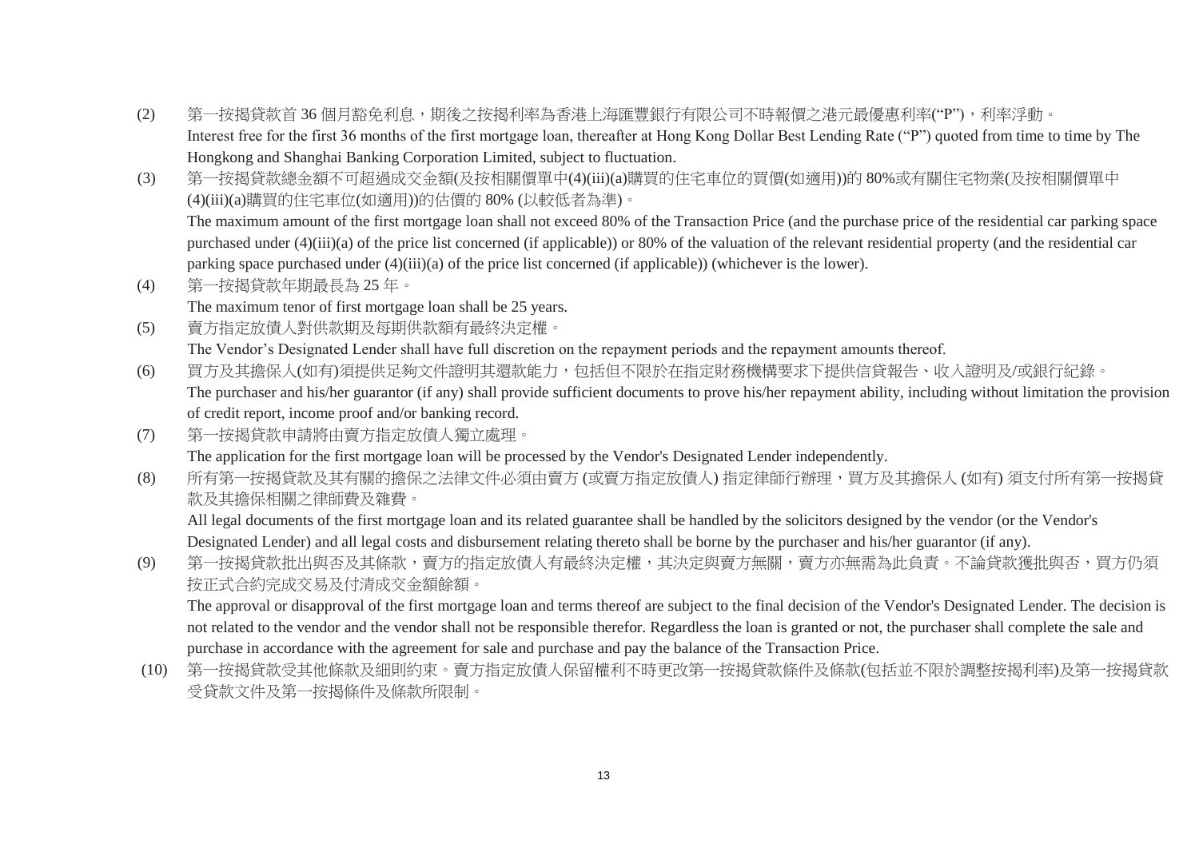(2) 第一按揭貸款首 36 個月豁免利息，期後之按揭利率為香港上海匯豐銀行有限公司不時報價之港元最優惠利率("P")，利率浮動。
Interest free for the first 36 months of the first mortgage loan, thereafter at Hong Kong Dollar Best Lending Rate ("P") quoted from time to time by The Hongkong and Shanghai Banking Corporation Limited, subject to fluctuation.

(3) 第一按揭貸款總金額不可超過成交金額(及按相關價單中(4)(iii)(a)購買的住宅車位的買價(如適用))的 80%或有關住宅物業(及按相關價單中(4)(iii)(a)購買的住宅車位(如適用))的估價的 80% (以較低者為準)。
The maximum amount of the first mortgage loan shall not exceed 80% of the Transaction Price (and the purchase price of the residential car parking space purchased under (4)(iii)(a) of the price list concerned (if applicable)) or 80% of the valuation of the relevant residential property (and the residential car parking space purchased under (4)(iii)(a) of the price list concerned (if applicable)) (whichever is the lower).

(4) 第一按揭貸款年期最長為 25 年。
The maximum tenor of first mortgage loan shall be 25 years.

(5) 賣方指定放債人對供款期及每期供款額有最終決定權。
The Vendor's Designated Lender shall have full discretion on the repayment periods and the repayment amounts thereof.

(6) 買方及其擔保人(如有)須提供足夠文件證明其還款能力，包括但不限於在指定財務機構要求下提供信貸報告、收入證明及/或銀行紀錄。
The purchaser and his/her guarantor (if any) shall provide sufficient documents to prove his/her repayment ability, including without limitation the provision of credit report, income proof and/or banking record.

(7) 第一按揭貸款申請將由賣方指定放債人獨立處理。
The application for the first mortgage loan will be processed by the Vendor's Designated Lender independently.

(8) 所有第一按揭貸款及其有關的擔保之法律文件必須由賣方 (或賣方指定放債人) 指定律師行辦理，買方及其擔保人 (如有) 須支付所有第一按揭貸款及其擔保相關之律師費及雜費。
All legal documents of the first mortgage loan and its related guarantee shall be handled by the solicitors designed by the vendor (or the Vendor's Designated Lender) and all legal costs and disbursement relating thereto shall be borne by the purchaser and his/her guarantor (if any).

(9) 第一按揭貸款批出與否及其條款，賣方的指定放債人有最終決定權，其決定與賣方無關，賣方亦無需為此負責。不論貸款獲批與否，買方仍須按正式合約完成交易及付清成交金額餘額。
The approval or disapproval of the first mortgage loan and terms thereof are subject to the final decision of the Vendor's Designated Lender. The decision is not related to the vendor and the vendor shall not be responsible therefor. Regardless the loan is granted or not, the purchaser shall complete the sale and purchase in accordance with the agreement for sale and purchase and pay the balance of the Transaction Price.

(10) 第一按揭貸款受其他條款及細則約束。賣方指定放債人保留權利不時更改第一按揭貸款條件及條款(包括並不限於調整按揭利率)及第一按揭貸款受貸款文件及第一按揭條件及條款所限制。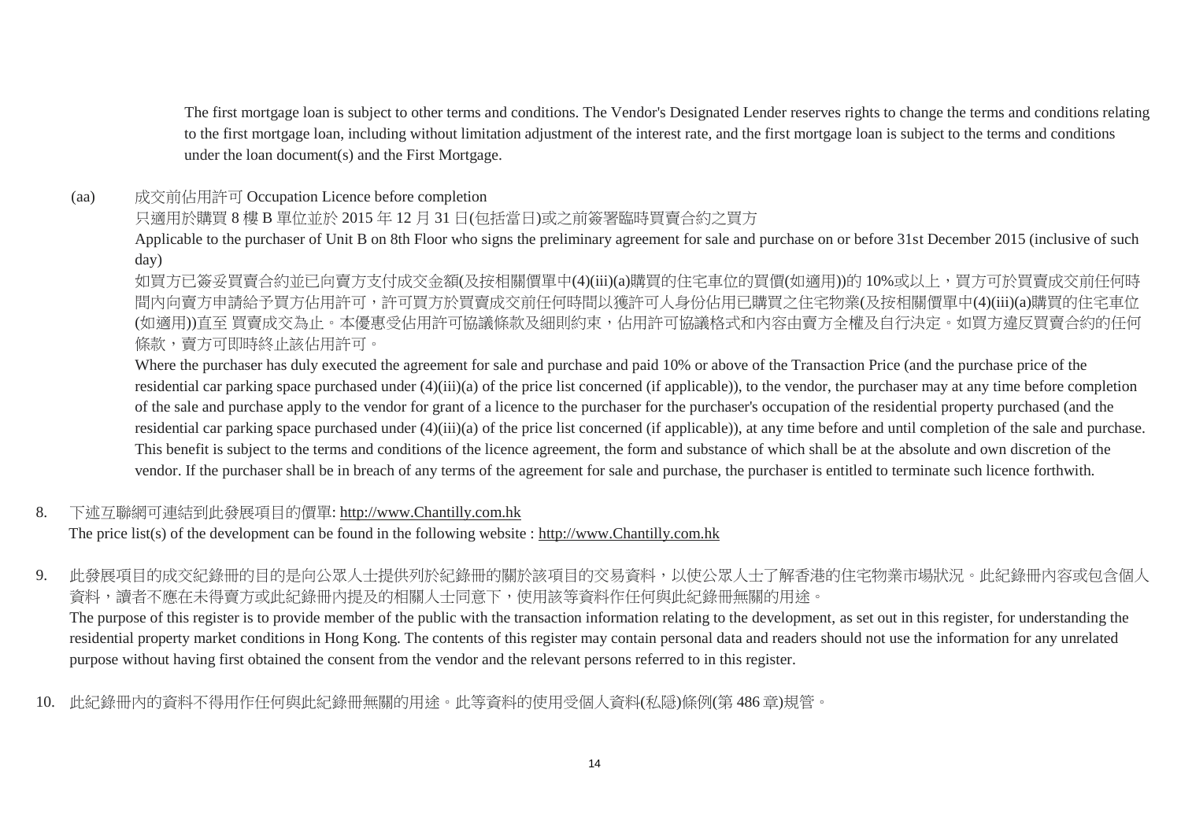The first mortgage loan is subject to other terms and conditions. The Vendor's Designated Lender reserves rights to change the terms and conditions relating to the first mortgage loan, including without limitation adjustment of the interest rate, and the first mortgage loan is subject to the terms and conditions under the loan document(s) and the First Mortgage.

(aa) 成交前佔用許可 Occupation Licence before completion

只適用於購買 8 樓 B 單位並於 2015 年 12 月 31 日(包括當日)或之前簽署臨時買賣合約之買方

Applicable to the purchaser of Unit B on 8th Floor who signs the preliminary agreement for sale and purchase on or before 31st December 2015 (inclusive of such day)

如買方已簽妥買賣合約並已向賣方支付成交金額(及按相關價單中(4)(iii)(a)購買的住宅車位的買價(如適用))的 10%或以上，買方可於買賣成交前任何時間內向賣方申請給予買方佔用許可，許可買方於買賣成交前任何時間以獲許可人身份佔用已購買之住宅物業(及按相關價單中(4)(iii)(a)購買的住宅車位(如適用))直至 買賣成交為止。本優惠受佔用許可協議條款及細則約束，佔用許可協議格式和內容由賣方全權及自行決定。如買方違反買賣合約的任何條款，賣方可即時終止該佔用許可。

Where the purchaser has duly executed the agreement for sale and purchase and paid 10% or above of the Transaction Price (and the purchase price of the residential car parking space purchased under (4)(iii)(a) of the price list concerned (if applicable)), to the vendor, the purchaser may at any time before completion of the sale and purchase apply to the vendor for grant of a licence to the purchaser for the purchaser's occupation of the residential property purchased (and the residential car parking space purchased under (4)(iii)(a) of the price list concerned (if applicable)), at any time before and until completion of the sale and purchase. This benefit is subject to the terms and conditions of the licence agreement, the form and substance of which shall be at the absolute and own discretion of the vendor. If the purchaser shall be in breach of any terms of the agreement for sale and purchase, the purchaser is entitled to terminate such licence forthwith.

8. 下述互聯網可連結到此發展項目的價單: http://www.Chantilly.com.hk
   The price list(s) of the development can be found in the following website : http://www.Chantilly.com.hk

9. 此發展項目的成交紀錄冊的目的是向公眾人士提供列於紀錄冊的關於該項目的交易資料，以使公眾人士了解香港的住宅物業市場狀況。此紀錄冊內容或包含個人資料，讀者不應在未得賣方或此紀錄冊內提及的相關人士同意下，使用該等資料作任何與此紀錄冊無關的用途。
   The purpose of this register is to provide member of the public with the transaction information relating to the development, as set out in this register, for understanding the residential property market conditions in Hong Kong. The contents of this register may contain personal data and readers should not use the information for any unrelated purpose without having first obtained the consent from the vendor and the relevant persons referred to in this register.

10. 此紀錄冊內的資料不得用作任何與此紀錄冊無關的用途。此等資料的使用受個人資料(私隱)條例(第 486 章)規管。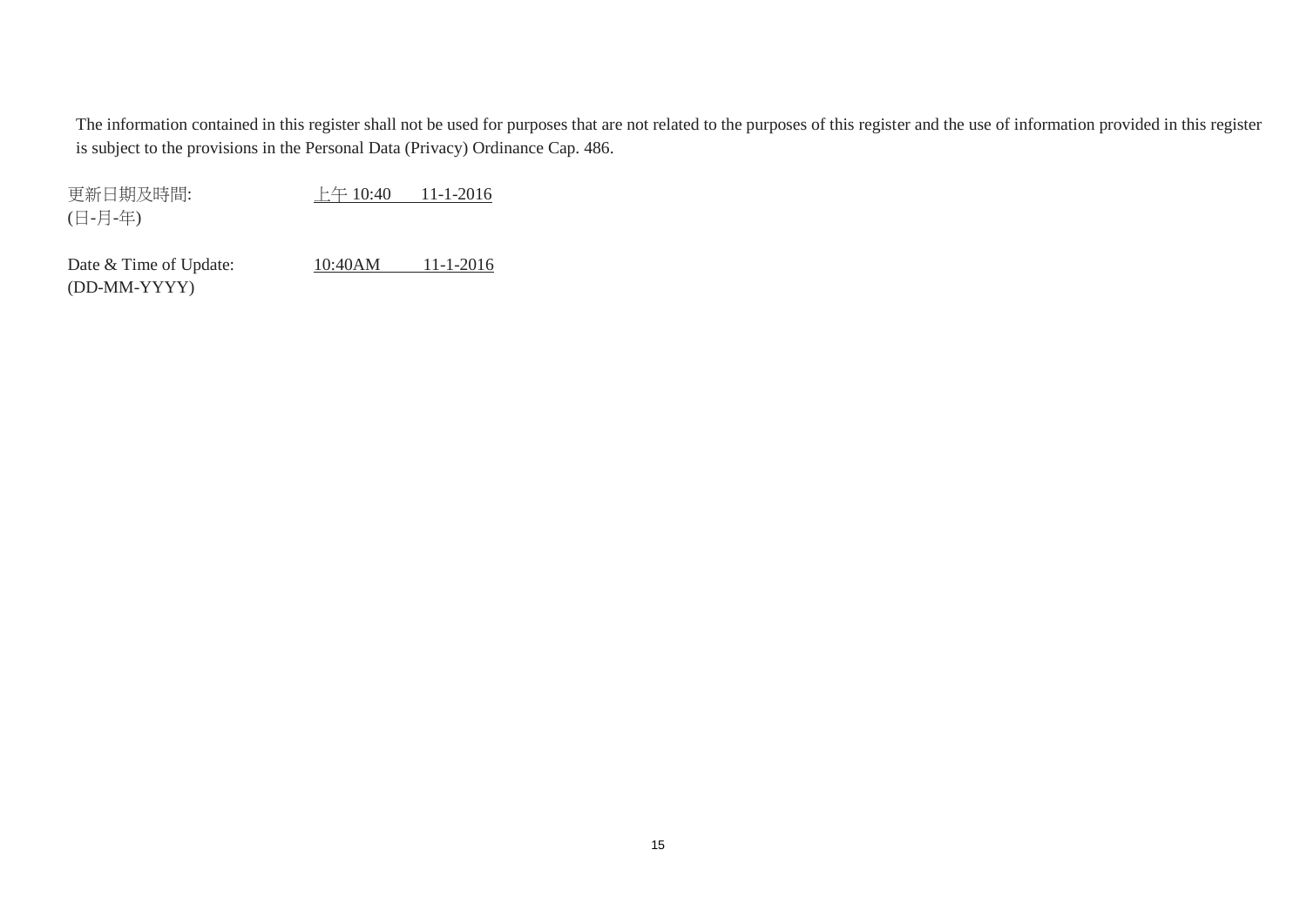The information contained in this register shall not be used for purposes that are not related to the purposes of this register and the use of information provided in this register is subject to the provisions in the Personal Data (Privacy) Ordinance Cap. 486.

更新日期及時間:　　上午 10:40　　11-1-2016
(日-月-年)

Date & Time of Update:　　10:40AM　　11-1-2016
(DD-MM-YYYY)